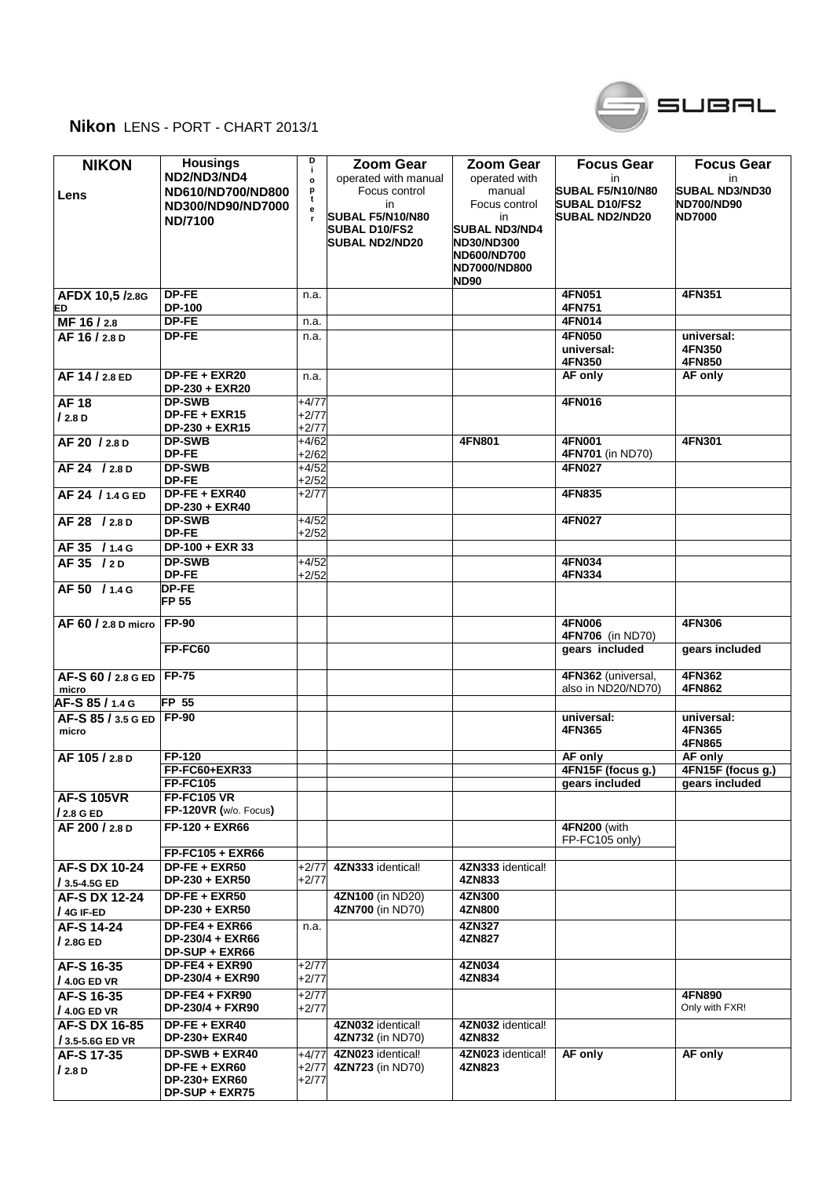**Nikon** LENS - PORT - CHART 2013/1

| NIKON Lens | Housings ND2/ND3/ND4 ND610/ND700/ND800 ND300/ND90/ND7000 ND/7100 | Diopter | Zoom Gear operated with manual Focus control in SUBAL F5/N10/N80 SUBAL D10/FS2 SUBAL ND2/ND20 | Zoom Gear operated with manual Focus control in SUBAL ND3/ND4 ND30/ND300 ND600/ND700 ND7000/ND800 ND90 | Focus Gear in SUBAL F5/N10/N80 SUBAL D10/FS2 SUBAL ND2/ND20 | Focus Gear in SUBAL ND3/ND30 ND700/ND90 ND7000 |
|---|---|---|---|---|---|---|
| AFDX 10,5 /2.8G ED | DP-FE<br>DP-100 | n.a. | | | 4FN051<br>4FN751 | 4FN351 |
| MF 16 / 2.8 | DP-FE | n.a. | | | 4FN014 | |
| AF 16 / 2.8 D | DP-FE | n.a. | | | 4FN050<br>universal:<br>4FN350 | universal:<br>4FN350<br>4FN850 |
| AF 14 / 2.8 ED | DP-FE + EXR20<br>DP-230 + EXR20 | n.a. | | | AF only | AF only |
| AF 18 / 2.8 D | DP-SWB<br>DP-FE + EXR15<br>DP-230 + EXR15 | +4/77<br>+2/77<br>+2/77 | | | 4FN016 | |
| AF 20 / 2.8 D | DP-SWB<br>DP-FE | +4/62<br>+2/62 | | 4FN801 | 4FN001<br>4FN701 (in ND70) | 4FN301 |
| AF 24 / 2.8 D | DP-SWB<br>DP-FE | +4/52<br>+2/52 | | | 4FN027 | |
| AF 24 / 1.4 G ED | DP-FE + EXR40<br>DP-230 + EXR40 | +2/77 | | | 4FN835 | |
| AF 28 / 2.8 D | DP-SWB<br>DP-FE | +4/52<br>+2/52 | | | 4FN027 | |
| AF 35 / 1.4 G | DP-100 + EXR 33 | | | | | |
| AF 35 / 2 D | DP-SWB<br>DP-FE | +4/52<br>+2/52 | | | 4FN034<br>4FN334 | |
| AF 50 / 1.4 G | DP-FE<br>FP 55 | | | | | |
| AF 60 / 2.8 D micro | FP-90 | | | | 4FN006<br>4FN706 (in ND70) | 4FN306 |
| | FP-FC60 | | | | gears included | gears included |
| AF-S 60 / 2.8 G ED micro | FP-75 | | | | 4FN362 (universal, also in ND20/ND70) | 4FN362<br>4FN862 |
| AF-S 85 / 1.4 G | FP 55 | | | | | |
| AF-S 85 / 3.5 G ED micro | FP-90 | | | | universal:<br>4FN365 | universal:<br>4FN365<br>4FN865 |
| AF 105 / 2.8 D | FP-120 | | | | AF only | AF only |
| | FP-FC60+EXR33 | | | | 4FN15F (focus g.) | 4FN15F (focus g.) |
| | FP-FC105 | | | | gears included | gears included |
| AF-S 105VR / 2.8 G ED | FP-FC105 VR<br>FP-120VR (w/o. Focus) | | | | | |
| AF 200 / 2.8 D | FP-120 + EXR66 | | | | 4FN200 (with FP-FC105 only) | |
| | FP-FC105 + EXR66 | | | | | |
| AF-S DX 10-24 / 3.5-4.5G ED | DP-FE + EXR50<br>DP-230 + EXR50 | +2/77<br>+2/77 | 4ZN333 identical! | 4ZN333 identical!<br>4ZN833 | | |
| AF-S DX 12-24 / 4G IF-ED | DP-FE + EXR50<br>DP-230 + EXR50 | | 4ZN100 (in ND20)<br>4ZN700 (in ND70) | 4ZN300<br>4ZN800 | | |
| AF-S 14-24 / 2.8G ED | DP-FE4 + EXR66<br>DP-230/4 + EXR66<br>DP-SUP + EXR66 | n.a. | | 4ZN327<br>4ZN827 | | |
| AF-S 16-35 / 4.0G ED VR | DP-FE4 + EXR90<br>DP-230/4 + EXR90 | +2/77<br>+2/77 | | 4ZN034<br>4ZN834 | | |
| AF-S 16-35 / 4.0G ED VR | DP-FE4 + FXR90<br>DP-230/4 + FXR90 | +2/77<br>+2/77 | | | | 4FN890<br>Only with FXR! |
| AF-S DX 16-85 / 3.5-5.6G ED VR | DP-FE + EXR40<br>DP-230+ EXR40 | | 4ZN032 identical!<br>4ZN732 (in ND70) | 4ZN032 identical!<br>4ZN832 | | |
| AF-S 17-35 / 2.8 D | DP-SWB + EXR40<br>DP-FE + EXR60<br>DP-230+ EXR60<br>DP-SUP + EXR75 | +4/77<br>+2/77<br>+2/77 | 4ZN023 identical!<br>4ZN723 (in ND70) | 4ZN023 identical!<br>4ZN823 | AF only | AF only |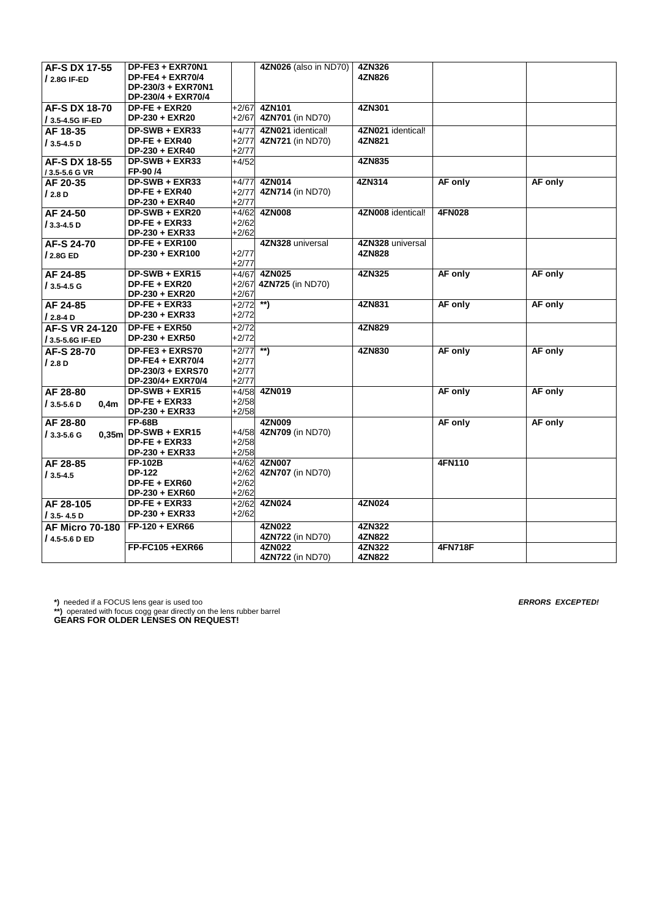| | | | | | | |
|---|---|---|---|---|---|---|
| **AF-S DX 17-55** / **2.8G IF-ED** | **DP-FE3 + EXR70N1**<br>**DP-FE4 + EXR70/4**<br>**DP-230/3 + EXR70N1**<br>**DP-230/4 + EXR70/4** | | **4ZN026** (also in ND70) | **4ZN326**<br>**4ZN826** | | |
| **AF-S DX 18-70** / **3.5-4.5G IF-ED** | **DP-FE + EXR20**<br>**DP-230 + EXR20** | +2/67<br>+2/67 | **4ZN101**<br>**4ZN701** (in ND70) | **4ZN301** | | |
| **AF 18-35** / **3.5-4.5 D** | **DP-SWB + EXR33**<br>**DP-FE + EXR40**<br>**DP-230 + EXR40** | +4/77<br>+2/77<br>+2/77 | **4ZN021** identical!<br>**4ZN721** (in ND70) | **4ZN021** identical!<br>**4ZN821** | | |
| **AF-S DX 18-55** / **3.5-5.6 G VR** | **DP-SWB + EXR33**<br>**FP-90 /4** | +4/52 | | **4ZN835** | | |
| **AF 20-35** / **2.8 D** | **DP-SWB + EXR33**<br>**DP-FE + EXR40**<br>**DP-230 + EXR40** | +4/77<br>+2/77<br>+2/77 | **4ZN014**<br>**4ZN714** (in ND70) | **4ZN314** | **AF only** | **AF only** |
| **AF 24-50** / **3.3-4.5 D** | **DP-SWB + EXR20**<br>**DP-FE + EXR33**<br>**DP-230 + EXR33** | +4/62<br>+2/62<br>+2/62 | **4ZN008** | **4ZN008** identical! | **4FN028** | |
| **AF-S 24-70** / **2.8G ED** | **DP-FE + EXR100**<br>**DP-230 + EXR100** | +2/77<br>+2/77 | **4ZN328** universal | **4ZN328** universal<br>**4ZN828** | | |
| **AF 24-85** / **3.5-4.5 G** | **DP-SWB + EXR15**<br>**DP-FE + EXR20**<br>**DP-230 + EXR20** | +4/67<br>+2/67<br>+2/67 | **4ZN025**<br>**4ZN725** (in ND70) | **4ZN325** | **AF only** | **AF only** |
| **AF 24-85** / **2.8-4 D** | **DP-FE + EXR33**<br>**DP-230 + EXR33** | +2/72<br>+2/72 | **\*\*)** | **4ZN831** | **AF only** | **AF only** |
| **AF-S VR 24-120** / **3.5-5.6G IF-ED** | **DP-FE + EXR50**<br>**DP-230 + EXR50** | +2/72<br>+2/72 | | **4ZN829** | | |
| **AF-S 28-70** / **2.8 D** | **DP-FE3 + EXRS70**<br>**DP-FE4 + EXR70/4**<br>**DP-230/3 + EXRS70**<br>**DP-230/4+ EXR70/4** | +2/77<br>+2/77<br>+2/77<br>+2/77 | **\*\*)** | **4ZN830** | **AF only** | **AF only** |
| **AF 28-80** / **3.5-5.6 D 0,4m** | **DP-SWB + EXR15**<br>**DP-FE + EXR33**<br>**DP-230 + EXR33** | +4/58<br>+2/58<br>+2/58 | **4ZN019** | | **AF only** | **AF only** |
| **AF 28-80** / **3.3-5.6 G 0,35m** | **FP-68B**<br>**DP-SWB + EXR15**<br>**DP-FE + EXR33**<br>**DP-230 + EXR33** | <br>+4/58<br>+2/58<br>+2/58 | **4ZN009**<br>**4ZN709** (in ND70) | | **AF only** | **AF only** |
| **AF 28-85** / **3.5-4.5** | **FP-102B**<br>**DP-122**<br>**DP-FE + EXR60**<br>**DP-230 + EXR60** | +4/62<br>+2/62<br>+2/62<br>+2/62 | **4ZN007**<br>**4ZN707** (in ND70) | | **4FN110** | |
| **AF 28-105** / **3.5- 4.5 D** | **DP-FE + EXR33**<br>**DP-230 + EXR33** | +2/62<br>+2/62 | **4ZN024** | **4ZN024** | | |
| **AF Micro 70-180** / **4.5-5.6 D ED** | **FP-120 + EXR66** | | **4ZN022**<br>**4ZN722** (in ND70) | **4ZN322**<br>**4ZN822** | | |
| | **FP-FC105 +EXR66** | | **4ZN022**<br>**4ZN722** (in ND70) | **4ZN322**<br>**4ZN822** | **4FN718F** | |

**\*)** needed if a FOCUS lens gear is used too
**\*\*)** operated with focus cogg gear directly on the lens rubber barrel
**GEARS FOR OLDER LENSES ON REQUEST!**

***ERRORS EXCEPTED!***